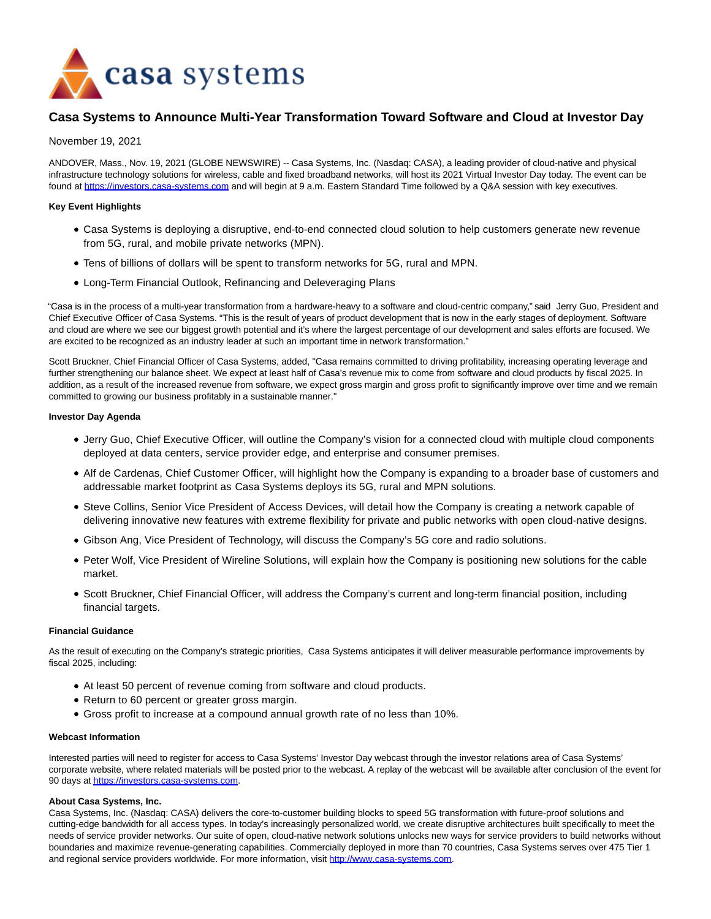# Casa Systems to Announce Multi-Year Transformation Toward Software and Cloud at Investor Day

November 19, 2021

ANDOVER, Mass., Nov. 19, 2021 (GLOBE NEWSWIRE) -- Casa Systems, Inc. (Nasdaq: CASA), a leading provider of cloud-native and physical infrastructure technology solutions for wireless, cable and fixed broadband networks, will host its 2021 Virtual Investor Day today. The event can be found at https://investors.casa-systems.com and will begin at 9 a.m. Eastern Standard Time followed by a Q&A session with key executives.

**Key Event Highlights**

- Casa Systems is deploying a disruptive, end-to-end connected cloud solution to help customers generate new revenue from 5G, rural, and mobile private networks (MPN).
- Tens of billions of dollars will be spent to transform networks for 5G, rural and MPN.
- Long-Term Financial Outlook, Refinancing and Deleveraging Plans

"Casa is in the process of a multi-year transformation from a hardware-heavy to a software and cloud-centric company," said Jerry Guo, President and Chief Executive Officer of Casa Systems. "This is the result of years of product development that is now in the early stages of deployment. Software and cloud are where we see our biggest growth potential and it's where the largest percentage of our development and sales efforts are focused. We are excited to be recognized as an industry leader at such an important time in network transformation."

Scott Bruckner, Chief Financial Officer of Casa Systems, added, "Casa remains committed to driving profitability, increasing operating leverage and further strengthening our balance sheet. We expect at least half of Casa's revenue mix to come from software and cloud products by fiscal 2025. In addition, as a result of the increased revenue from software, we expect gross margin and gross profit to significantly improve over time and we remain committed to growing our business profitably in a sustainable manner."

**Investor Day Agenda**

- Jerry Guo, Chief Executive Officer, will outline the Company's vision for a connected cloud with multiple cloud components deployed at data centers, service provider edge, and enterprise and consumer premises.
- Alf de Cardenas, Chief Customer Officer, will highlight how the Company is expanding to a broader base of customers and addressable market footprint as Casa Systems deploys its 5G, rural and MPN solutions.
- Steve Collins, Senior Vice President of Access Devices, will detail how the Company is creating a network capable of delivering innovative new features with extreme flexibility for private and public networks with open cloud-native designs.
- Gibson Ang, Vice President of Technology, will discuss the Company's 5G core and radio solutions.
- Peter Wolf, Vice President of Wireline Solutions, will explain how the Company is positioning new solutions for the cable market.
- Scott Bruckner, Chief Financial Officer, will address the Company's current and long-term financial position, including financial targets.

**Financial Guidance**

As the result of executing on the Company's strategic priorities, Casa Systems anticipates it will deliver measurable performance improvements by fiscal 2025, including:

- At least 50 percent of revenue coming from software and cloud products.
- Return to 60 percent or greater gross margin.
- Gross profit to increase at a compound annual growth rate of no less than 10%.

**Webcast Information**

Interested parties will need to register for access to Casa Systems' Investor Day webcast through the investor relations area of Casa Systems' corporate website, where related materials will be posted prior to the webcast. A replay of the webcast will be available after conclusion of the event for 90 days at https://investors.casa-systems.com.

**About Casa Systems, Inc.**

Casa Systems, Inc. (Nasdaq: CASA) delivers the core-to-customer building blocks to speed 5G transformation with future-proof solutions and cutting-edge bandwidth for all access types. In today's increasingly personalized world, we create disruptive architectures built specifically to meet the needs of service provider networks. Our suite of open, cloud-native network solutions unlocks new ways for service providers to build networks without boundaries and maximize revenue-generating capabilities. Commercially deployed in more than 70 countries, Casa Systems serves over 475 Tier 1 and regional service providers worldwide. For more information, visit http://www.casa-systems.com.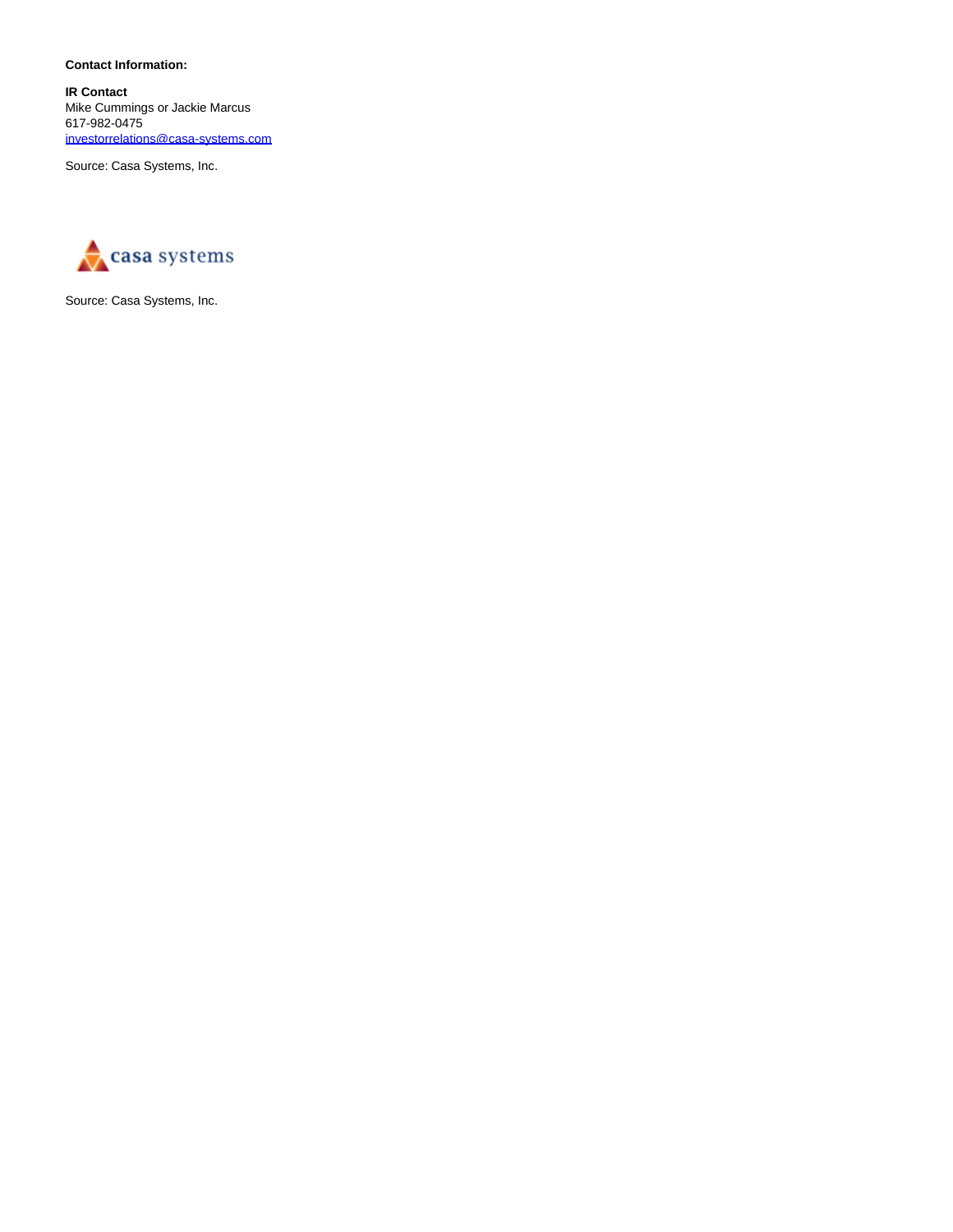**Contact Information:**

**IR Contact**
Mike Cummings or Jackie Marcus
617-982-0475
investorrelations@casa-systems.com

Source: Casa Systems, Inc.

Source: Casa Systems, Inc.